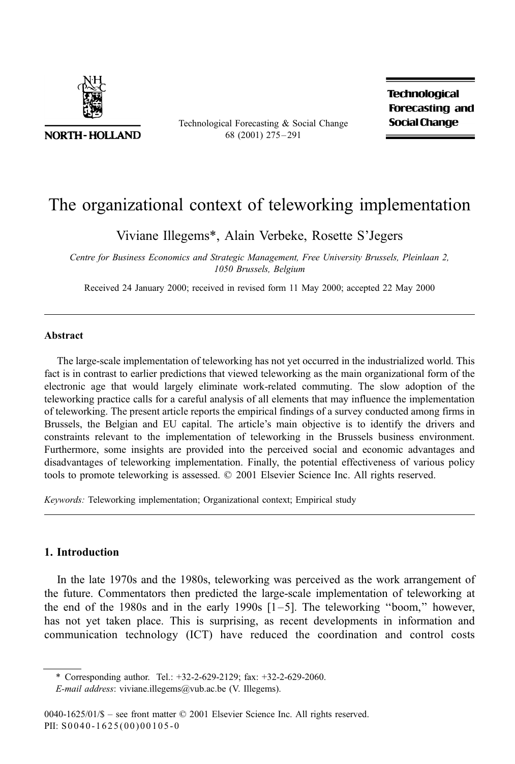# The organizational context of teleworking implementation

Viviane Illegems*, Alain Verbeke, Rosette S'Jegers

*Centre for Business Economics and Strategic Management, Free University Brussels, Pleinlaan 2, 1050 Brussels, Belgium*

Received 24 January 2000; received in revised form 11 May 2000; accepted 22 May 2000

---

## Abstract

The large-scale implementation of teleworking has not yet occurred in the industrialized world. This fact is in contrast to earlier predictions that viewed teleworking as the main organizational form of the electronic age that would largely eliminate work-related commuting. The slow adoption of the teleworking practice calls for a careful analysis of all elements that may influence the implementation of teleworking. The present article reports the empirical findings of a survey conducted among firms in Brussels, the Belgian and EU capital. The article's main objective is to identify the drivers and constraints relevant to the implementation of teleworking in the Brussels business environment. Furthermore, some insights are provided into the perceived social and economic advantages and disadvantages of teleworking implementation. Finally, the potential effectiveness of various policy tools to promote teleworking is assessed. © 2001 Elsevier Science Inc. All rights reserved.

*Keywords:* Teleworking implementation; Organizational context; Empirical study

---

## 1. Introduction

In the late 1970s and the 1980s, teleworking was perceived as the work arrangement of the future. Commentators then predicted the large-scale implementation of teleworking at the end of the 1980s and in the early 1990s [1–5]. The teleworking "boom," however, has not yet taken place. This is surprising, as recent developments in information and communication technology (ICT) have reduced the coordination and control costs

---

\* Corresponding author. Tel.: +32-2-629-2129; fax: +32-2-629-2060.
*E-mail address*: viviane.illegems@vub.ac.be (V. Illegems).

0040-1625/01/$ – see front matter © 2001 Elsevier Science Inc. All rights reserved.
PII: S0040-1625(00)00105-0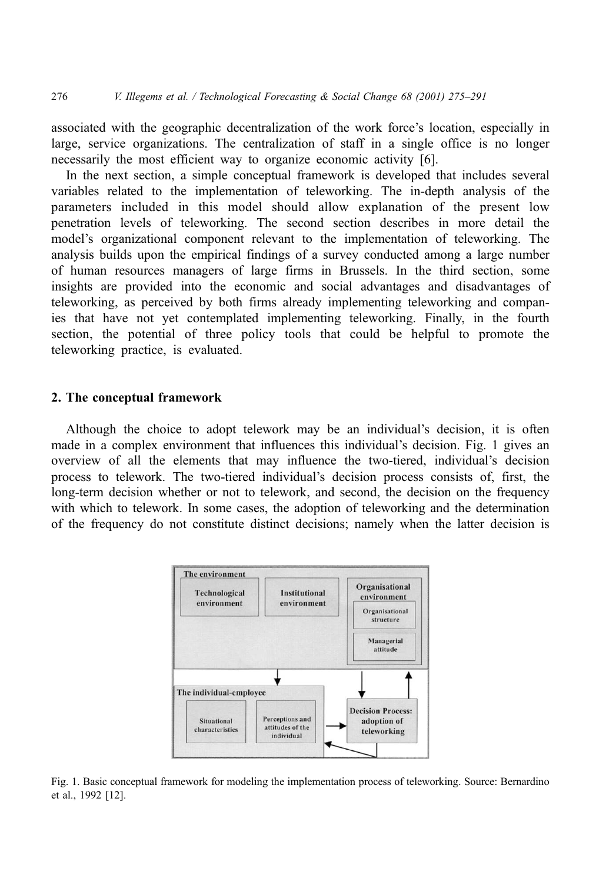associated with the geographic decentralization of the work force's location, especially in large, service organizations. The centralization of staff in a single office is no longer necessarily the most efficient way to organize economic activity [6].

In the next section, a simple conceptual framework is developed that includes several variables related to the implementation of teleworking. The in-depth analysis of the parameters included in this model should allow explanation of the present low penetration levels of teleworking. The second section describes in more detail the model's organizational component relevant to the implementation of teleworking. The analysis builds upon the empirical findings of a survey conducted among a large number of human resources managers of large firms in Brussels. In the third section, some insights are provided into the economic and social advantages and disadvantages of teleworking, as perceived by both firms already implementing teleworking and companies that have not yet contemplated implementing teleworking. Finally, in the fourth section, the potential of three policy tools that could be helpful to promote the teleworking practice, is evaluated.

## 2. The conceptual framework

Although the choice to adopt telework may be an individual's decision, it is often made in a complex environment that influences this individual's decision. Fig. 1 gives an overview of all the elements that may influence the two-tiered, individual's decision process to telework. The two-tiered individual's decision process consists of, first, the long-term decision whether or not to telework, and second, the decision on the frequency with which to telework. In some cases, the adoption of teleworking and the determination of the frequency do not constitute distinct decisions; namely when the latter decision is

Fig. 1. Basic conceptual framework for modeling the implementation process of teleworking. Source: Bernardino et al., 1992 [12].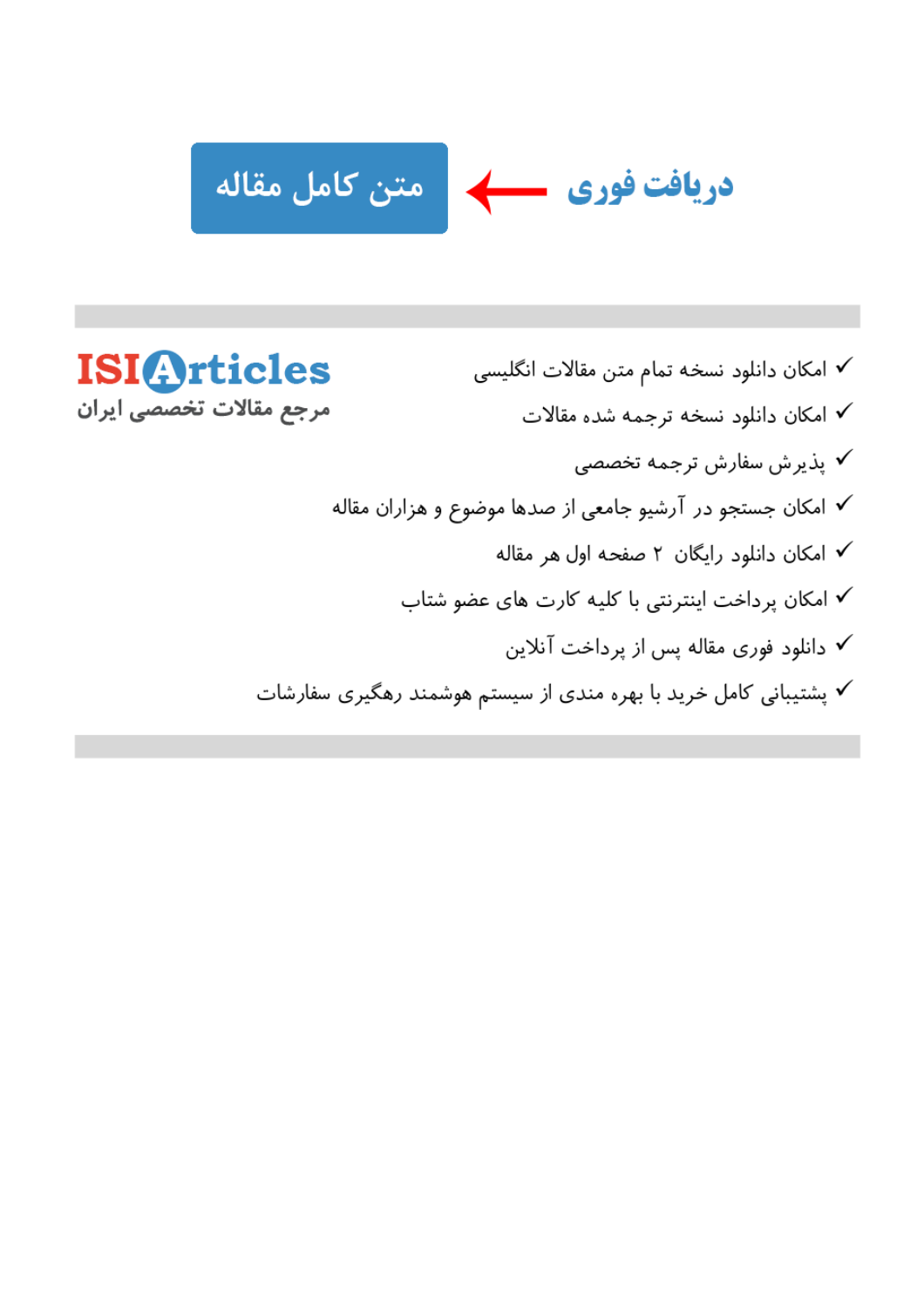دریافت فوری ← **متن کامل مقاله**

**ISIArticles**
مرجع مقالات تخصصی ایران

- ✓ امکان دانلود نسخه تمام متن مقالات انگلیسی
- ✓ امکان دانلود نسخه ترجمه شده مقالات
- ✓ پذیرش سفارش ترجمه تخصصی
- ✓ امکان جستجو در آرشیو جامعی از صدها موضوع و هزاران مقاله
- ✓ امکان دانلود رایگان ۲ صفحه اول هر مقاله
- ✓ امکان پرداخت اینترنتی با کلیه کارت های عضو شتاب
- ✓ دانلود فوری مقاله پس از پرداخت آنلاین
- ✓ پشتیبانی کامل خرید با بهره مندی از سیستم هوشمند رهگیری سفارشات